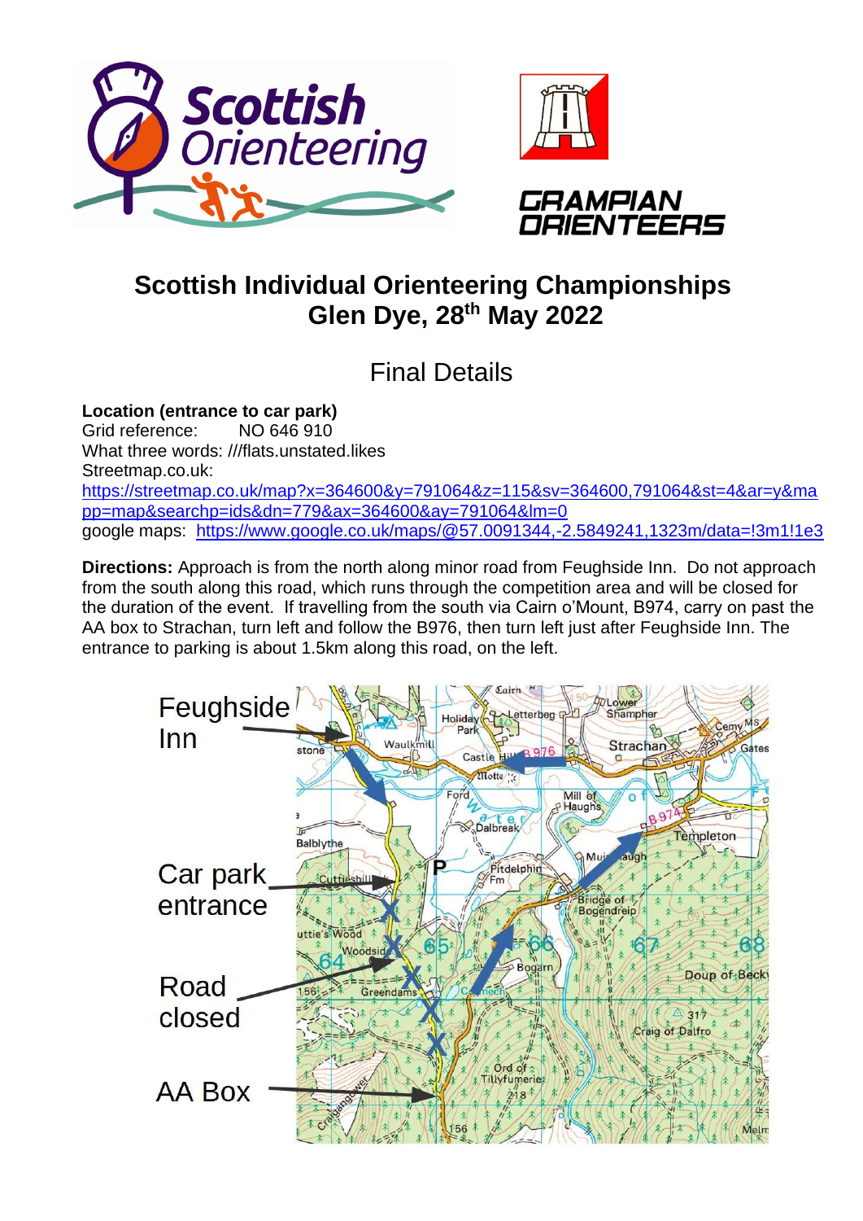# Scottish Individual Orienteering Championships
# Glen Dye, 28th May 2022

## Final Details

**Location (entrance to car park)**
Grid reference: NO 646 910
What three words: ///flats.unstated.likes
Streetmap.co.uk:
https://streetmap.co.uk/map?x=364600&y=791064&z=115&sv=364600,791064&st=4&ar=y&mapp=map&searchp=ids&dn=779&ax=364600&ay=791064&lm=0
google maps: https://www.google.co.uk/maps/@57.0091344,-2.5849241,1323m/data=!3m1!1e3

**Directions:** Approach is from the north along minor road from Feughside Inn. Do not approach from the south along this road, which runs through the competition area and will be closed for the duration of the event. If travelling from the south via Cairn o'Mount, B974, carry on past the AA box to Strachan, turn left and follow the B976, then turn left just after Feughside Inn. The entrance to parking is about 1.5km along this road, on the left.

Feughside Inn

Car park entrance

Road closed

AA Box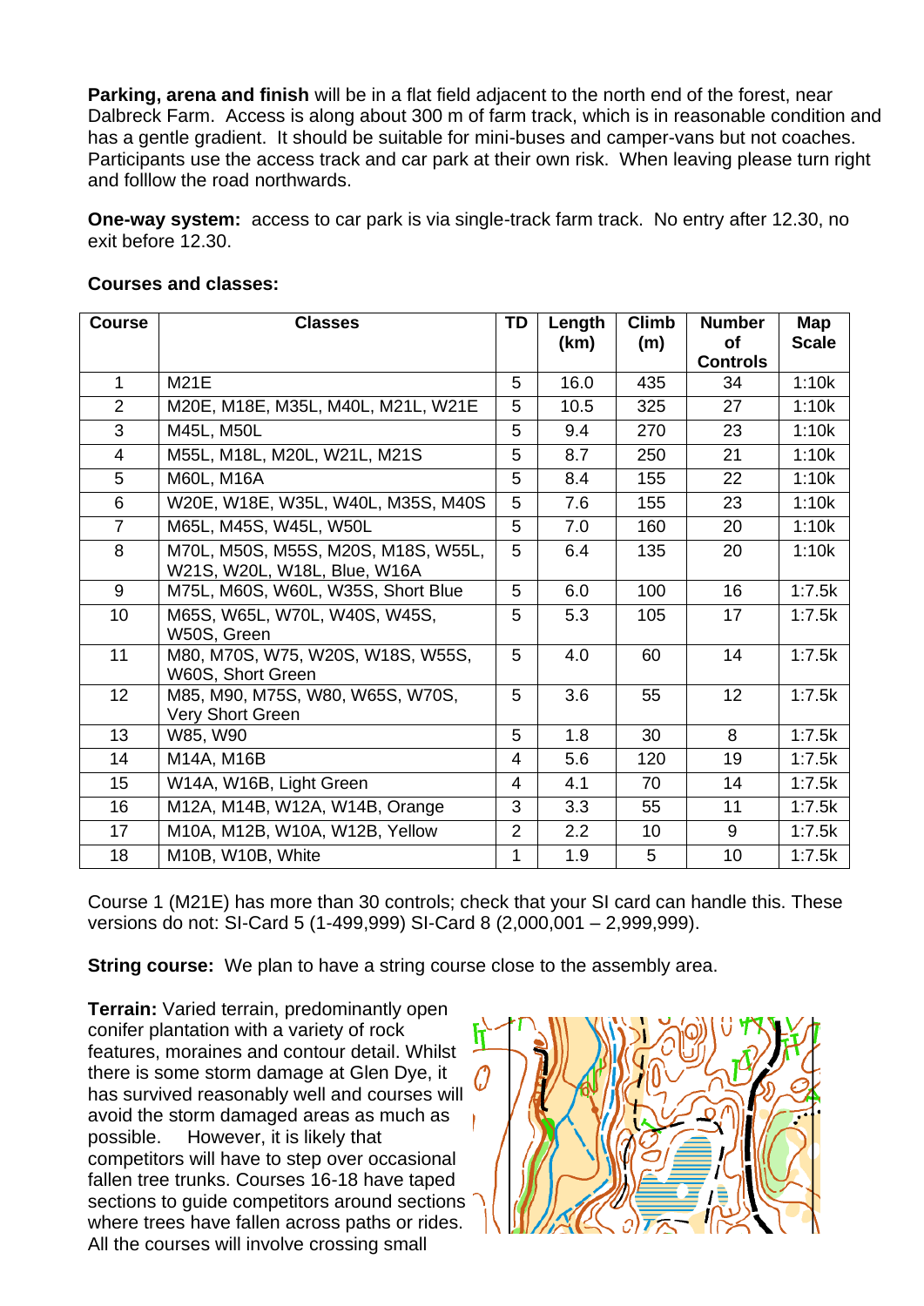**Parking, arena and finish** will be in a flat field adjacent to the north end of the forest, near Dalbreck Farm. Access is along about 300 m of farm track, which is in reasonable condition and has a gentle gradient. It should be suitable for mini-buses and camper-vans but not coaches. Participants use the access track and car park at their own risk. When leaving please turn right and folllow the road northwards.

**One-way system:** access to car park is via single-track farm track. No entry after 12.30, no exit before 12.30.

**Courses and classes:**

| Course | Classes | TD | Length (km) | Climb (m) | Number of Controls | Map Scale |
|---|---|---|---|---|---|---|
| 1 | M21E | 5 | 16.0 | 435 | 34 | 1:10k |
| 2 | M20E, M18E, M35L, M40L, M21L, W21E | 5 | 10.5 | 325 | 27 | 1:10k |
| 3 | M45L, M50L | 5 | 9.4 | 270 | 23 | 1:10k |
| 4 | M55L, M18L, M20L, W21L, M21S | 5 | 8.7 | 250 | 21 | 1:10k |
| 5 | M60L, M16A | 5 | 8.4 | 155 | 22 | 1:10k |
| 6 | W20E, W18E, W35L, W40L, M35S, M40S | 5 | 7.6 | 155 | 23 | 1:10k |
| 7 | M65L, M45S, W45L, W50L | 5 | 7.0 | 160 | 20 | 1:10k |
| 8 | M70L, M50S, M55S, M20S, M18S, W55L, W21S, W20L, W18L, Blue, W16A | 5 | 6.4 | 135 | 20 | 1:10k |
| 9 | M75L, M60S, W60L, W35S, Short Blue | 5 | 6.0 | 100 | 16 | 1:7.5k |
| 10 | M65S, W65L, W70L, W40S, W45S, W50S, Green | 5 | 5.3 | 105 | 17 | 1:7.5k |
| 11 | M80, M70S, W75, W20S, W18S, W55S, W60S, Short Green | 5 | 4.0 | 60 | 14 | 1:7.5k |
| 12 | M85, M90, M75S, W80, W65S, W70S, Very Short Green | 5 | 3.6 | 55 | 12 | 1:7.5k |
| 13 | W85, W90 | 5 | 1.8 | 30 | 8 | 1:7.5k |
| 14 | M14A, M16B | 4 | 5.6 | 120 | 19 | 1:7.5k |
| 15 | W14A, W16B, Light Green | 4 | 4.1 | 70 | 14 | 1:7.5k |
| 16 | M12A, M14B, W12A, W14B, Orange | 3 | 3.3 | 55 | 11 | 1:7.5k |
| 17 | M10A, M12B, W10A, W12B, Yellow | 2 | 2.2 | 10 | 9 | 1:7.5k |
| 18 | M10B, W10B, White | 1 | 1.9 | 5 | 10 | 1:7.5k |

Course 1 (M21E) has more than 30 controls; check that your SI card can handle this. These versions do not: SI-Card 5 (1-499,999) SI-Card 8 (2,000,001 – 2,999,999).

**String course:** We plan to have a string course close to the assembly area.

**Terrain:** Varied terrain, predominantly open conifer plantation with a variety of rock features, moraines and contour detail. Whilst there is some storm damage at Glen Dye, it has survived reasonably well and courses will avoid the storm damaged areas as much as possible. However, it is likely that competitors will have to step over occasional fallen tree trunks. Courses 16-18 have taped sections to guide competitors around sections where trees have fallen across paths or rides. All the courses will involve crossing small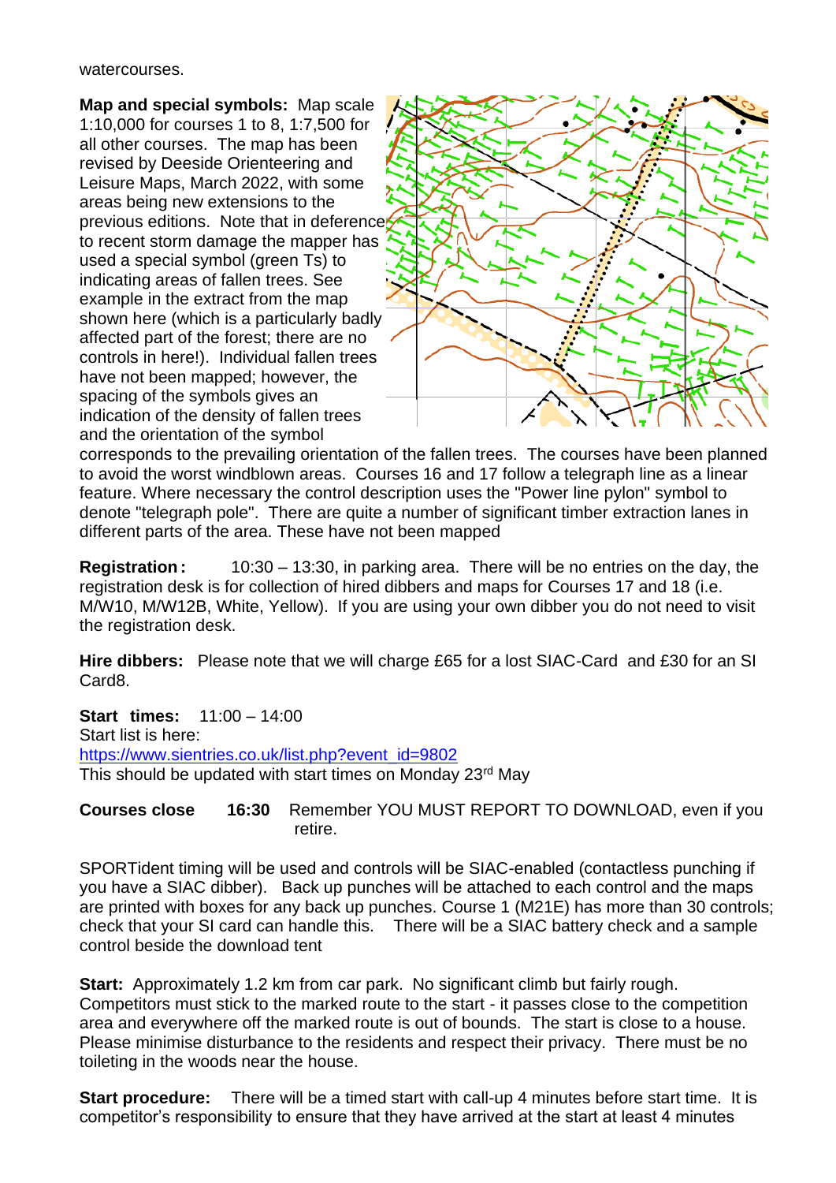watercourses.

**Map and special symbols:** Map scale 1:10,000 for courses 1 to 8, 1:7,500 for all other courses. The map has been revised by Deeside Orienteering and Leisure Maps, March 2022, with some areas being new extensions to the previous editions. Note that in deference to recent storm damage the mapper has used a special symbol (green Ts) to indicating areas of fallen trees. See example in the extract from the map shown here (which is a particularly badly affected part of the forest; there are no controls in here!). Individual fallen trees have not been mapped; however, the spacing of the symbols gives an indication of the density of fallen trees and the orientation of the symbol corresponds to the prevailing orientation of the fallen trees. The courses have been planned to avoid the worst windblown areas. Courses 16 and 17 follow a telegraph line as a linear feature. Where necessary the control description uses the "Power line pylon" symbol to denote "telegraph pole". There are quite a number of significant timber extraction lanes in different parts of the area. These have not been mapped

**Registration:** 10:30 – 13:30, in parking area. There will be no entries on the day, the registration desk is for collection of hired dibbers and maps for Courses 17 and 18 (i.e. M/W10, M/W12B, White, Yellow). If you are using your own dibber you do not need to visit the registration desk.

**Hire dibbers:** Please note that we will charge £65 for a lost SIAC-Card and £30 for an SI Card8.

**Start times:** 11:00 – 14:00
Start list is here:
https://www.sientries.co.uk/list.php?event_id=9802
This should be updated with start times on Monday 23rd May

**Courses close** **16:30** Remember YOU MUST REPORT TO DOWNLOAD, even if you retire.

SPORTident timing will be used and controls will be SIAC-enabled (contactless punching if you have a SIAC dibber). Back up punches will be attached to each control and the maps are printed with boxes for any back up punches. Course 1 (M21E) has more than 30 controls; check that your SI card can handle this. There will be a SIAC battery check and a sample control beside the download tent

**Start:** Approximately 1.2 km from car park. No significant climb but fairly rough. Competitors must stick to the marked route to the start - it passes close to the competition area and everywhere off the marked route is out of bounds. The start is close to a house. Please minimise disturbance to the residents and respect their privacy. There must be no toileting in the woods near the house.

**Start procedure:** There will be a timed start with call-up 4 minutes before start time. It is competitor's responsibility to ensure that they have arrived at the start at least 4 minutes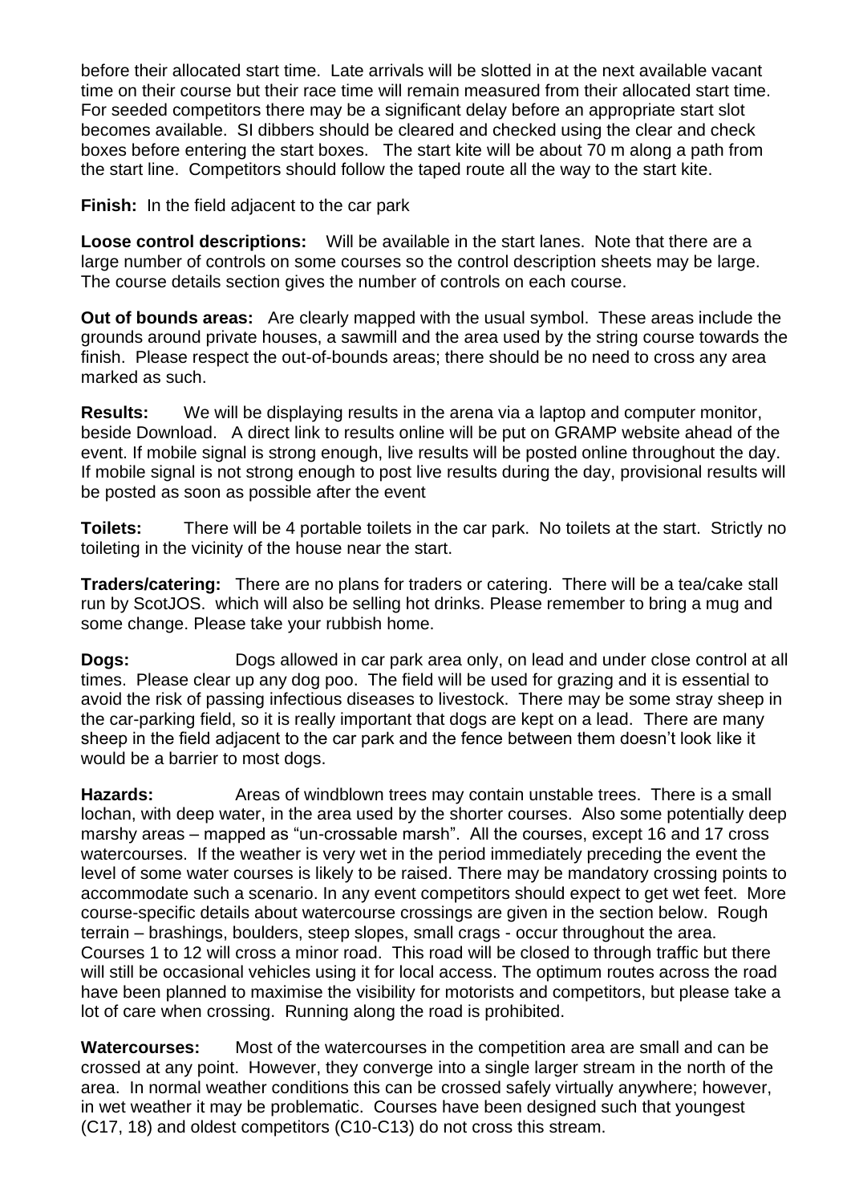before their allocated start time. Late arrivals will be slotted in at the next available vacant time on their course but their race time will remain measured from their allocated start time. For seeded competitors there may be a significant delay before an appropriate start slot becomes available. SI dibbers should be cleared and checked using the clear and check boxes before entering the start boxes. The start kite will be about 70 m along a path from the start line. Competitors should follow the taped route all the way to the start kite.

**Finish:** In the field adjacent to the car park

**Loose control descriptions:** Will be available in the start lanes. Note that there are a large number of controls on some courses so the control description sheets may be large. The course details section gives the number of controls on each course.

**Out of bounds areas:** Are clearly mapped with the usual symbol. These areas include the grounds around private houses, a sawmill and the area used by the string course towards the finish. Please respect the out-of-bounds areas; there should be no need to cross any area marked as such.

**Results:** We will be displaying results in the arena via a laptop and computer monitor, beside Download. A direct link to results online will be put on GRAMP website ahead of the event. If mobile signal is strong enough, live results will be posted online throughout the day. If mobile signal is not strong enough to post live results during the day, provisional results will be posted as soon as possible after the event

**Toilets:** There will be 4 portable toilets in the car park. No toilets at the start. Strictly no toileting in the vicinity of the house near the start.

**Traders/catering:** There are no plans for traders or catering. There will be a tea/cake stall run by ScotJOS. which will also be selling hot drinks. Please remember to bring a mug and some change. Please take your rubbish home.

**Dogs:** Dogs allowed in car park area only, on lead and under close control at all times. Please clear up any dog poo. The field will be used for grazing and it is essential to avoid the risk of passing infectious diseases to livestock. There may be some stray sheep in the car-parking field, so it is really important that dogs are kept on a lead. There are many sheep in the field adjacent to the car park and the fence between them doesn't look like it would be a barrier to most dogs.

**Hazards:** Areas of windblown trees may contain unstable trees. There is a small lochan, with deep water, in the area used by the shorter courses. Also some potentially deep marshy areas – mapped as "un-crossable marsh". All the courses, except 16 and 17 cross watercourses. If the weather is very wet in the period immediately preceding the event the level of some water courses is likely to be raised. There may be mandatory crossing points to accommodate such a scenario. In any event competitors should expect to get wet feet. More course-specific details about watercourse crossings are given in the section below. Rough terrain – brashings, boulders, steep slopes, small crags - occur throughout the area. Courses 1 to 12 will cross a minor road. This road will be closed to through traffic but there will still be occasional vehicles using it for local access. The optimum routes across the road have been planned to maximise the visibility for motorists and competitors, but please take a lot of care when crossing. Running along the road is prohibited.

**Watercourses:** Most of the watercourses in the competition area are small and can be crossed at any point. However, they converge into a single larger stream in the north of the area. In normal weather conditions this can be crossed safely virtually anywhere; however, in wet weather it may be problematic. Courses have been designed such that youngest (C17, 18) and oldest competitors (C10-C13) do not cross this stream.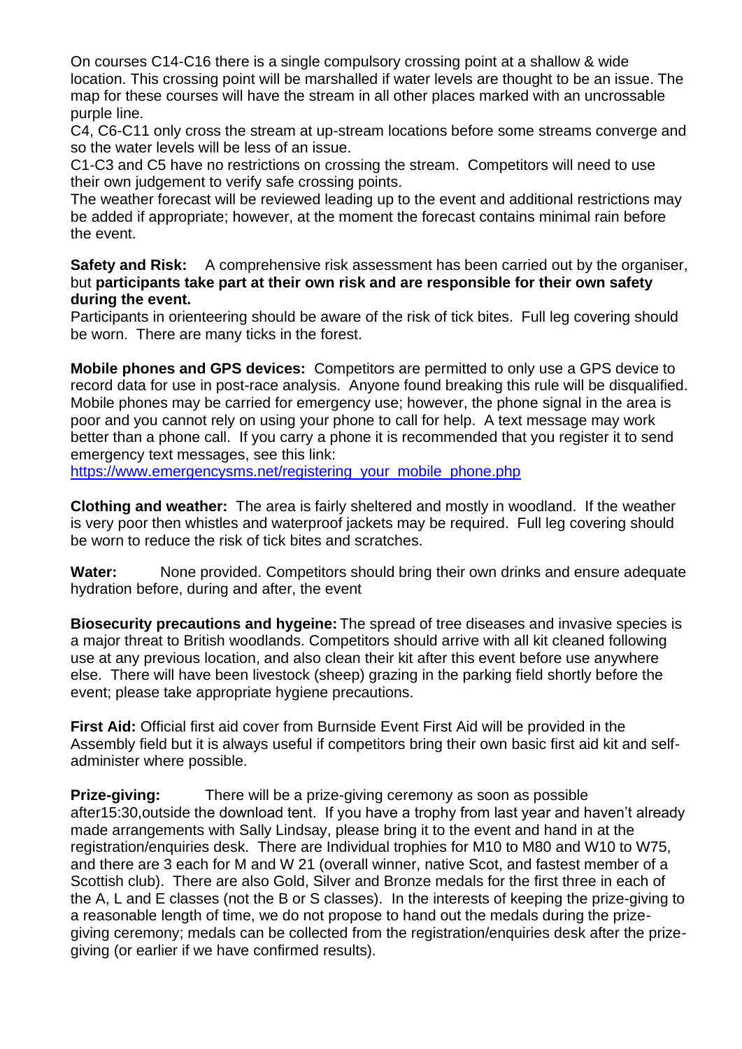On courses C14-C16 there is a single compulsory crossing point at a shallow & wide location. This crossing point will be marshalled if water levels are thought to be an issue. The map for these courses will have the stream in all other places marked with an uncrossable purple line.

C4, C6-C11 only cross the stream at up-stream locations before some streams converge and so the water levels will be less of an issue.

C1-C3 and C5 have no restrictions on crossing the stream. Competitors will need to use their own judgement to verify safe crossing points.

The weather forecast will be reviewed leading up to the event and additional restrictions may be added if appropriate; however, at the moment the forecast contains minimal rain before the event.

**Safety and Risk:** A comprehensive risk assessment has been carried out by the organiser, but **participants take part at their own risk and are responsible for their own safety during the event.**

Participants in orienteering should be aware of the risk of tick bites. Full leg covering should be worn. There are many ticks in the forest.

**Mobile phones and GPS devices:** Competitors are permitted to only use a GPS device to record data for use in post-race analysis. Anyone found breaking this rule will be disqualified. Mobile phones may be carried for emergency use; however, the phone signal in the area is poor and you cannot rely on using your phone to call for help. A text message may work better than a phone call. If you carry a phone it is recommended that you register it to send emergency text messages, see this link:
https://www.emergencysms.net/registering_your_mobile_phone.php

**Clothing and weather:** The area is fairly sheltered and mostly in woodland. If the weather is very poor then whistles and waterproof jackets may be required. Full leg covering should be worn to reduce the risk of tick bites and scratches.

**Water:** None provided. Competitors should bring their own drinks and ensure adequate hydration before, during and after, the event

**Biosecurity precautions and hygeine:** The spread of tree diseases and invasive species is a major threat to British woodlands. Competitors should arrive with all kit cleaned following use at any previous location, and also clean their kit after this event before use anywhere else. There will have been livestock (sheep) grazing in the parking field shortly before the event; please take appropriate hygiene precautions.

**First Aid:** Official first aid cover from Burnside Event First Aid will be provided in the Assembly field but it is always useful if competitors bring their own basic first aid kit and self-administer where possible.

**Prize-giving:** There will be a prize-giving ceremony as soon as possible after15:30,outside the download tent. If you have a trophy from last year and haven't already made arrangements with Sally Lindsay, please bring it to the event and hand in at the registration/enquiries desk. There are Individual trophies for M10 to M80 and W10 to W75, and there are 3 each for M and W 21 (overall winner, native Scot, and fastest member of a Scottish club). There are also Gold, Silver and Bronze medals for the first three in each of the A, L and E classes (not the B or S classes). In the interests of keeping the prize-giving to a reasonable length of time, we do not propose to hand out the medals during the prize-giving ceremony; medals can be collected from the registration/enquiries desk after the prize-giving (or earlier if we have confirmed results).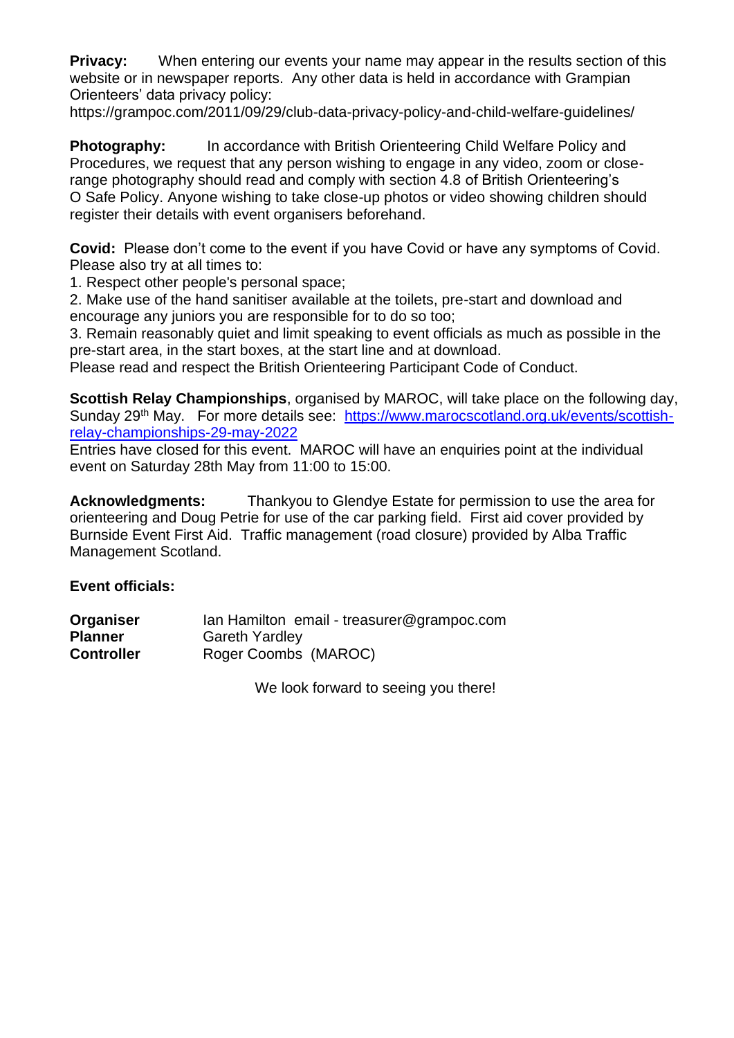**Privacy:** When entering our events your name may appear in the results section of this website or in newspaper reports. Any other data is held in accordance with Grampian Orienteers' data privacy policy:
https://grampoc.com/2011/09/29/club-data-privacy-policy-and-child-welfare-guidelines/

**Photography:** In accordance with British Orienteering Child Welfare Policy and Procedures, we request that any person wishing to engage in any video, zoom or close-range photography should read and comply with section 4.8 of British Orienteering's O Safe Policy. Anyone wishing to take close-up photos or video showing children should register their details with event organisers beforehand.

**Covid:** Please don't come to the event if you have Covid or have any symptoms of Covid. Please also try at all times to:

1. Respect other people's personal space;
2. Make use of the hand sanitiser available at the toilets, pre-start and download and encourage any juniors you are responsible for to do so too;
3. Remain reasonably quiet and limit speaking to event officials as much as possible in the pre-start area, in the start boxes, at the start line and at download.

Please read and respect the British Orienteering Participant Code of Conduct.

**Scottish Relay Championships**, organised by MAROC, will take place on the following day, Sunday 29th May. For more details see: [https://www.marocscotland.org.uk/events/scottish-relay-championships-29-may-2022](https://www.marocscotland.org.uk/events/scottish-relay-championships-29-may-2022)
Entries have closed for this event. MAROC will have an enquiries point at the individual event on Saturday 28th May from 11:00 to 15:00.

**Acknowledgments:** Thankyou to Glendye Estate for permission to use the area for orienteering and Doug Petrie for use of the car parking field. First aid cover provided by Burnside Event First Aid. Traffic management (road closure) provided by Alba Traffic Management Scotland.

**Event officials:**

| | |
|---|---|
| **Organiser** | Ian Hamilton email - treasurer@grampoc.com |
| **Planner** | Gareth Yardley |
| **Controller** | Roger Coombs (MAROC) |

We look forward to seeing you there!